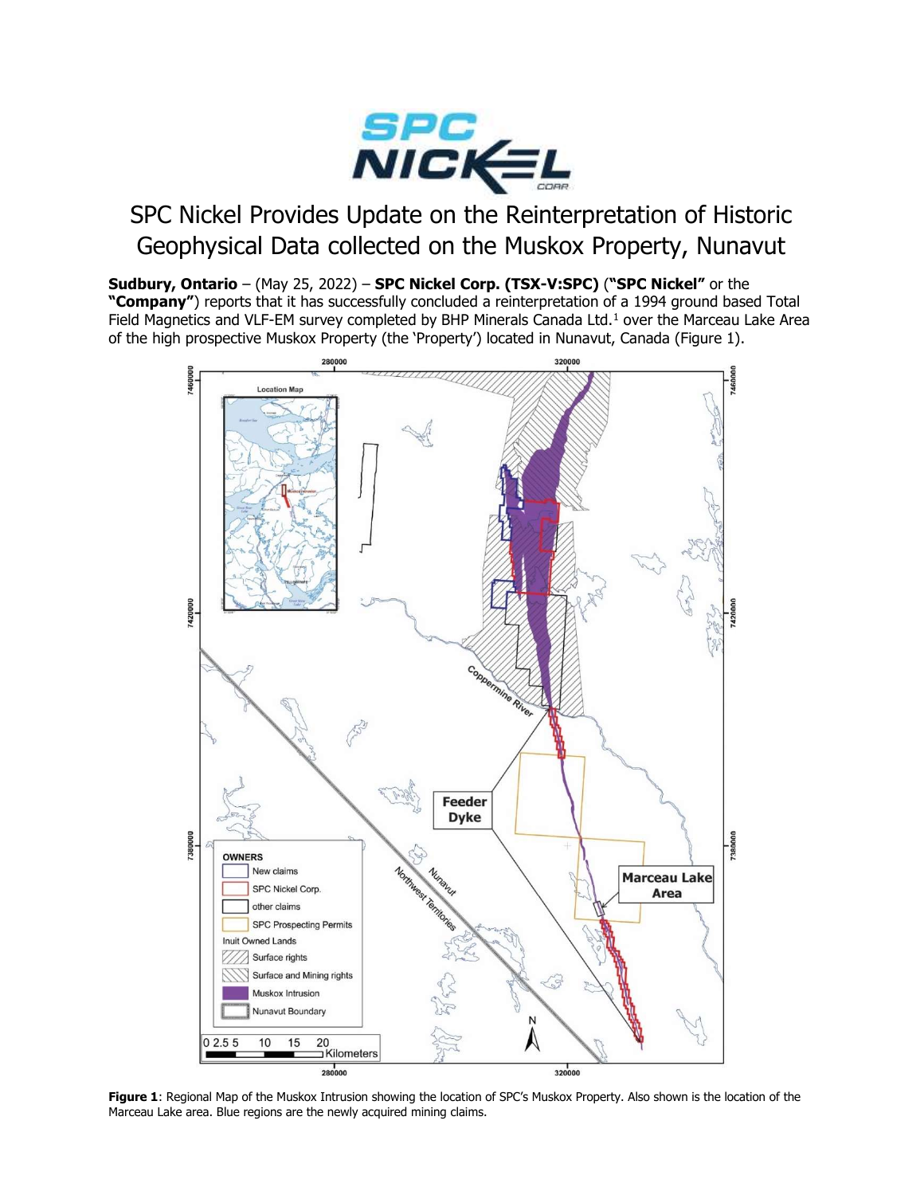# SPC Nickel Provides Update on the Reinterpretation of Historic Geophysical Data collected on the Muskox Property, Nunavut

**Sudbury, Ontario** – (May 25, 2022) – **SPC Nickel Corp. (TSX-V:SPC)** (**"SPC Nickel"** or the **"Company"**) reports that it has successfully concluded a reinterpretation of a 1994 ground based Total Field Magnetics and VLF-EM survey completed by BHP Minerals Canada Ltd.[1] over the Marceau Lake Area of the high prospective Muskox Property (the 'Property') located in Nunavut, Canada (Figure 1).

**Figure 1**: Regional Map of the Muskox Intrusion showing the location of SPC's Muskox Property. Also shown is the location of the Marceau Lake area. Blue regions are the newly acquired mining claims.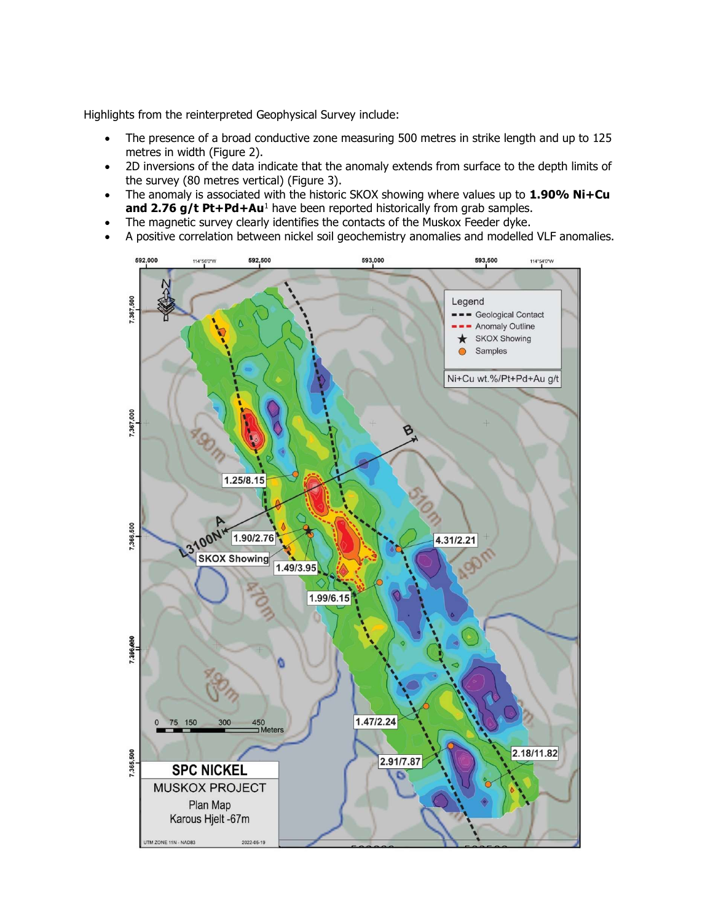Highlights from the reinterpreted Geophysical Survey include:

- The presence of a broad conductive zone measuring 500 metres in strike length and up to 125 metres in width (Figure 2).
- 2D inversions of the data indicate that the anomaly extends from surface to the depth limits of the survey (80 metres vertical) (Figure 3).
- The anomaly is associated with the historic SKOX showing where values up to **1.90% Ni+Cu and 2.76 g/t Pt+Pd+Au**[1] have been reported historically from grab samples.
- The magnetic survey clearly identifies the contacts of the Muskox Feeder dyke.
- A positive correlation between nickel soil geochemistry anomalies and modelled VLF anomalies.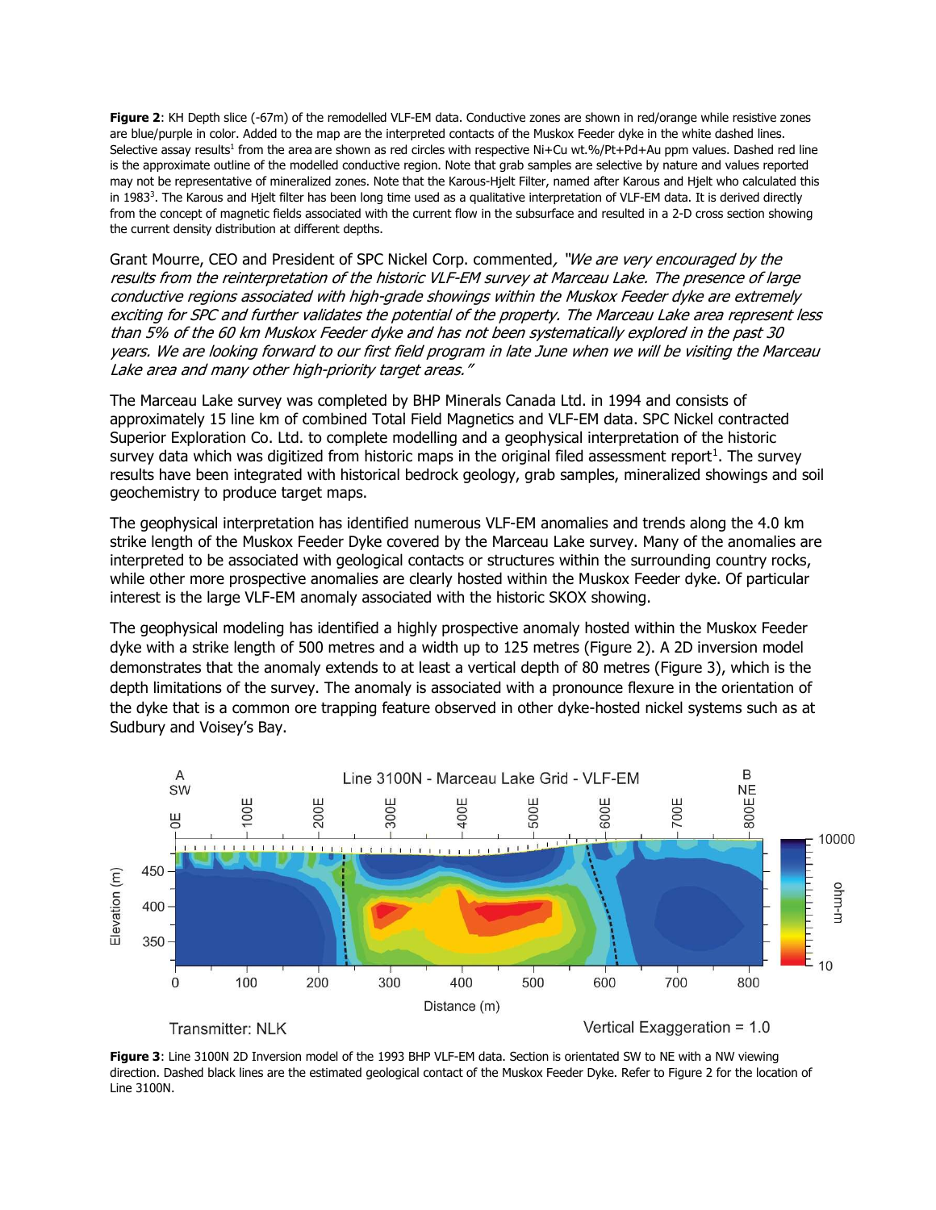**Figure 2**: KH Depth slice (-67m) of the remodelled VLF-EM data. Conductive zones are shown in red/orange while resistive zones are blue/purple in color. Added to the map are the interpreted contacts of the Muskox Feeder dyke in the white dashed lines. Selective assay results[1] from the area are shown as red circles with respective Ni+Cu wt.%/Pt+Pd+Au ppm values. Dashed red line is the approximate outline of the modelled conductive region. Note that grab samples are selective by nature and values reported may not be representative of mineralized zones. Note that the Karous-Hjelt Filter, named after Karous and Hjelt who calculated this in 1983[3]. The Karous and Hjelt filter has been long time used as a qualitative interpretation of VLF-EM data. It is derived directly from the concept of magnetic fields associated with the current flow in the subsurface and resulted in a 2-D cross section showing the current density distribution at different depths.

Grant Mourre, CEO and President of SPC Nickel Corp. commented, *"We are very encouraged by the results from the reinterpretation of the historic VLF-EM survey at Marceau Lake. The presence of large conductive regions associated with high-grade showings within the Muskox Feeder dyke are extremely exciting for SPC and further validates the potential of the property. The Marceau Lake area represent less than 5% of the 60 km Muskox Feeder dyke and has not been systematically explored in the past 30 years. We are looking forward to our first field program in late June when we will be visiting the Marceau Lake area and many other high-priority target areas."*

The Marceau Lake survey was completed by BHP Minerals Canada Ltd. in 1994 and consists of approximately 15 line km of combined Total Field Magnetics and VLF-EM data. SPC Nickel contracted Superior Exploration Co. Ltd. to complete modelling and a geophysical interpretation of the historic survey data which was digitized from historic maps in the original filed assessment report[1]. The survey results have been integrated with historical bedrock geology, grab samples, mineralized showings and soil geochemistry to produce target maps.

The geophysical interpretation has identified numerous VLF-EM anomalies and trends along the 4.0 km strike length of the Muskox Feeder Dyke covered by the Marceau Lake survey. Many of the anomalies are interpreted to be associated with geological contacts or structures within the surrounding country rocks, while other more prospective anomalies are clearly hosted within the Muskox Feeder dyke. Of particular interest is the large VLF-EM anomaly associated with the historic SKOX showing.

The geophysical modeling has identified a highly prospective anomaly hosted within the Muskox Feeder dyke with a strike length of 500 metres and a width up to 125 metres (Figure 2). A 2D inversion model demonstrates that the anomaly extends to at least a vertical depth of 80 metres (Figure 3), which is the depth limitations of the survey. The anomaly is associated with a pronounce flexure in the orientation of the dyke that is a common ore trapping feature observed in other dyke-hosted nickel systems such as at Sudbury and Voisey's Bay.

**Figure 3**: Line 3100N 2D Inversion model of the 1993 BHP VLF-EM data. Section is orientated SW to NE with a NW viewing direction. Dashed black lines are the estimated geological contact of the Muskox Feeder Dyke. Refer to Figure 2 for the location of Line 3100N.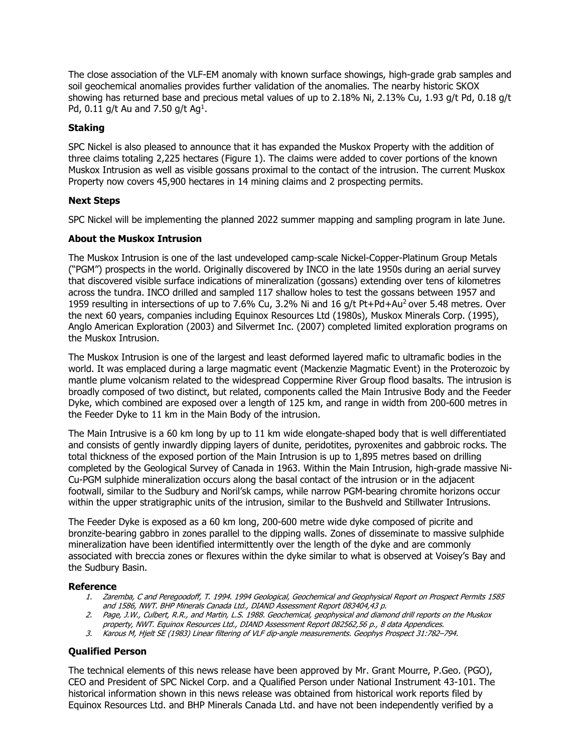The close association of the VLF-EM anomaly with known surface showings, high-grade grab samples and soil geochemical anomalies provides further validation of the anomalies. The nearby historic SKOX showing has returned base and precious metal values of up to 2.18% Ni, 2.13% Cu, 1.93 g/t Pd, 0.18 g/t Pd, 0.11 g/t Au and 7.50 g/t Ag[1].

### Staking

SPC Nickel is also pleased to announce that it has expanded the Muskox Property with the addition of three claims totaling 2,225 hectares (Figure 1). The claims were added to cover portions of the known Muskox Intrusion as well as visible gossans proximal to the contact of the intrusion. The current Muskox Property now covers 45,900 hectares in 14 mining claims and 2 prospecting permits.

### Next Steps

SPC Nickel will be implementing the planned 2022 summer mapping and sampling program in late June.

### About the Muskox Intrusion

The Muskox Intrusion is one of the last undeveloped camp-scale Nickel-Copper-Platinum Group Metals ("PGM") prospects in the world. Originally discovered by INCO in the late 1950s during an aerial survey that discovered visible surface indications of mineralization (gossans) extending over tens of kilometres across the tundra. INCO drilled and sampled 117 shallow holes to test the gossans between 1957 and 1959 resulting in intersections of up to 7.6% Cu, 3.2% Ni and 16 g/t Pt+Pd+Au[2] over 5.48 metres. Over the next 60 years, companies including Equinox Resources Ltd (1980s), Muskox Minerals Corp. (1995), Anglo American Exploration (2003) and Silvermet Inc. (2007) completed limited exploration programs on the Muskox Intrusion.

The Muskox Intrusion is one of the largest and least deformed layered mafic to ultramafic bodies in the world. It was emplaced during a large magmatic event (Mackenzie Magmatic Event) in the Proterozoic by mantle plume volcanism related to the widespread Coppermine River Group flood basalts. The intrusion is broadly composed of two distinct, but related, components called the Main Intrusive Body and the Feeder Dyke, which combined are exposed over a length of 125 km, and range in width from 200-600 metres in the Feeder Dyke to 11 km in the Main Body of the intrusion.

The Main Intrusive is a 60 km long by up to 11 km wide elongate-shaped body that is well differentiated and consists of gently inwardly dipping layers of dunite, peridotites, pyroxenites and gabbroic rocks. The total thickness of the exposed portion of the Main Intrusion is up to 1,895 metres based on drilling completed by the Geological Survey of Canada in 1963. Within the Main Intrusion, high-grade massive Ni-Cu-PGM sulphide mineralization occurs along the basal contact of the intrusion or in the adjacent footwall, similar to the Sudbury and Noril'sk camps, while narrow PGM-bearing chromite horizons occur within the upper stratigraphic units of the intrusion, similar to the Bushveld and Stillwater Intrusions.

The Feeder Dyke is exposed as a 60 km long, 200-600 metre wide dyke composed of picrite and bronzite-bearing gabbro in zones parallel to the dipping walls. Zones of disseminate to massive sulphide mineralization have been identified intermittently over the length of the dyke and are commonly associated with breccia zones or flexures within the dyke similar to what is observed at Voisey's Bay and the Sudbury Basin.

### Reference

1. *Zaremba, C and Peregoodoff, T. 1994. 1994 Geological, Geochemical and Geophysical Report on Prospect Permits 1585 and 1586, NWT. BHP Minerals Canada Ltd., DIAND Assessment Report 083404,43 p.*
2. *Page, J.W., Culbert, R.R., and Martin, L.S. 1988. Geochemical, geophysical and diamond drill reports on the Muskox property, NWT. Equinox Resources Ltd., DIAND Assessment Report 082562,56 p., 8 data Appendices.*
3. *Karous M, Hjelt SE (1983) Linear filtering of VLF dip-angle measurements. Geophys Prospect 31:782–794.*

### Qualified Person

The technical elements of this news release have been approved by Mr. Grant Mourre, P.Geo. (PGO), CEO and President of SPC Nickel Corp. and a Qualified Person under National Instrument 43-101. The historical information shown in this news release was obtained from historical work reports filed by Equinox Resources Ltd. and BHP Minerals Canada Ltd. and have not been independently verified by a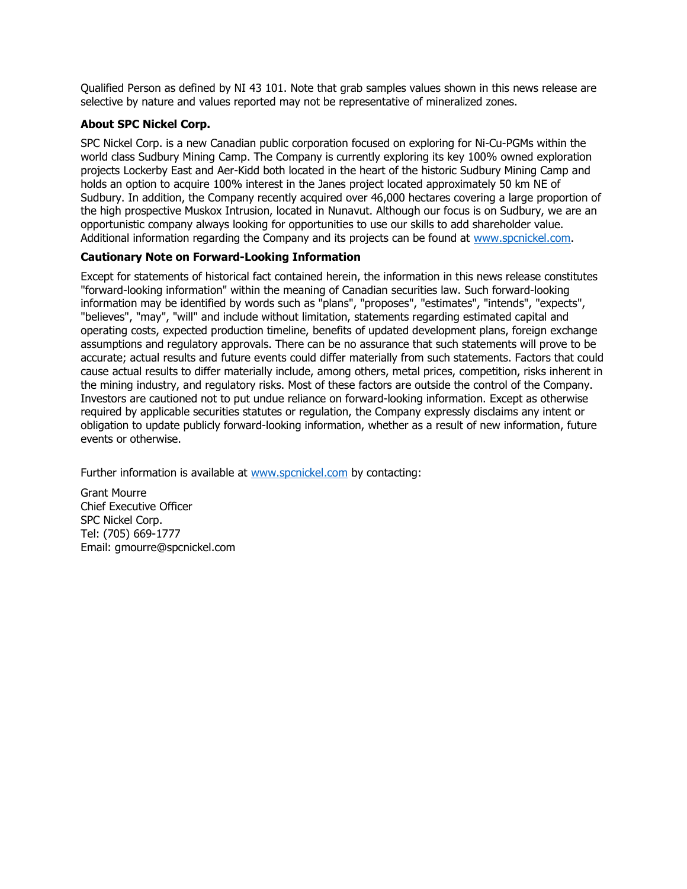Qualified Person as defined by NI 43 101. Note that grab samples values shown in this news release are selective by nature and values reported may not be representative of mineralized zones.

**About SPC Nickel Corp.**

SPC Nickel Corp. is a new Canadian public corporation focused on exploring for Ni-Cu-PGMs within the world class Sudbury Mining Camp. The Company is currently exploring its key 100% owned exploration projects Lockerby East and Aer-Kidd both located in the heart of the historic Sudbury Mining Camp and holds an option to acquire 100% interest in the Janes project located approximately 50 km NE of Sudbury. In addition, the Company recently acquired over 46,000 hectares covering a large proportion of the high prospective Muskox Intrusion, located in Nunavut. Although our focus is on Sudbury, we are an opportunistic company always looking for opportunities to use our skills to add shareholder value. Additional information regarding the Company and its projects can be found at www.spcnickel.com.

**Cautionary Note on Forward-Looking Information**

Except for statements of historical fact contained herein, the information in this news release constitutes "forward-looking information" within the meaning of Canadian securities law. Such forward-looking information may be identified by words such as "plans", "proposes", "estimates", "intends", "expects", "believes", "may", "will" and include without limitation, statements regarding estimated capital and operating costs, expected production timeline, benefits of updated development plans, foreign exchange assumptions and regulatory approvals. There can be no assurance that such statements will prove to be accurate; actual results and future events could differ materially from such statements. Factors that could cause actual results to differ materially include, among others, metal prices, competition, risks inherent in the mining industry, and regulatory risks. Most of these factors are outside the control of the Company. Investors are cautioned not to put undue reliance on forward-looking information. Except as otherwise required by applicable securities statutes or regulation, the Company expressly disclaims any intent or obligation to update publicly forward-looking information, whether as a result of new information, future events or otherwise.

Further information is available at www.spcnickel.com by contacting:

Grant Mourre
Chief Executive Officer
SPC Nickel Corp.
Tel: (705) 669-1777
Email: gmourre@spcnickel.com